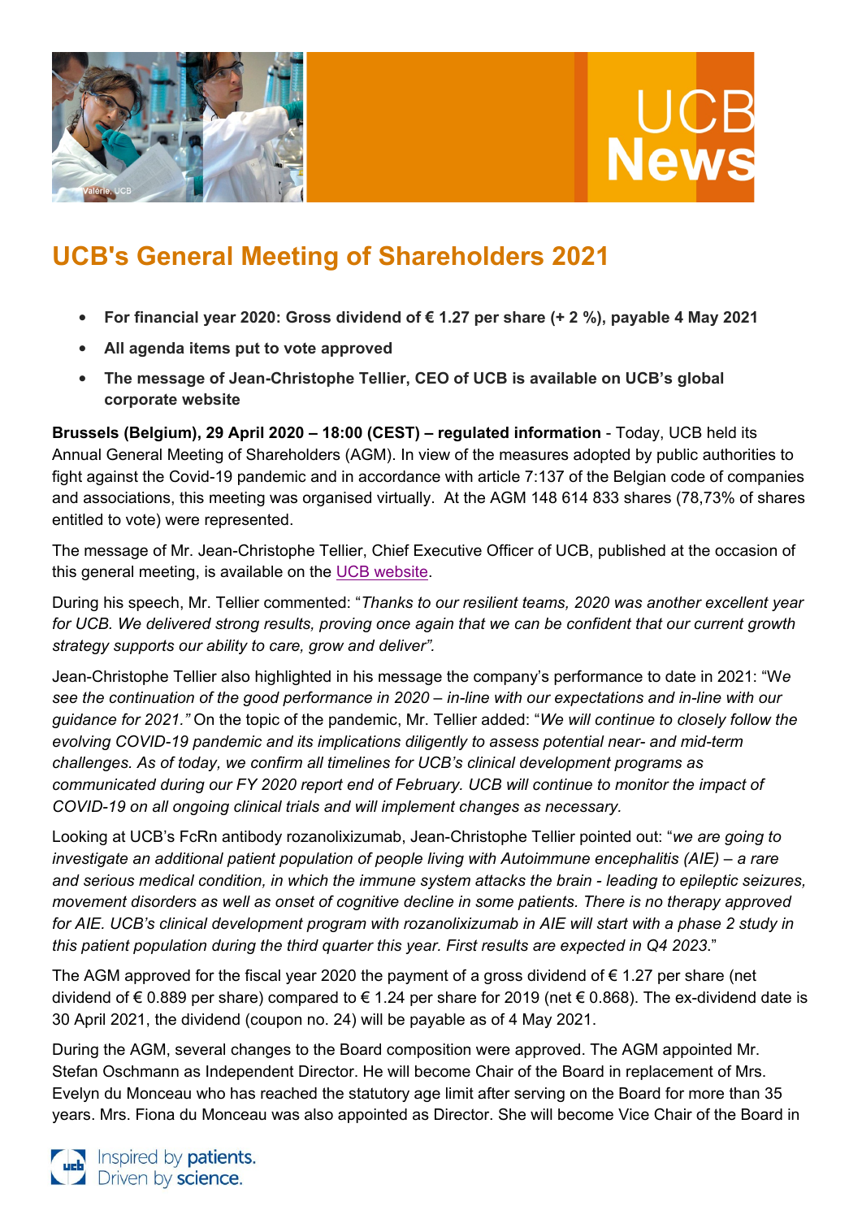# UCB's General Meeting of Shareholders 2021

- **For financial year 2020: Gross dividend of € 1.27 per share (+ 2 %), payable 4 May 2021**
- **All agenda items put to vote approved**
- **The message of Jean-Christophe Tellier, CEO of UCB is available on UCB's global corporate website**

**Brussels (Belgium), 29 April 2020 – 18:00 (CEST) – regulated information** - Today, UCB held its Annual General Meeting of Shareholders (AGM). In view of the measures adopted by public authorities to fight against the Covid-19 pandemic and in accordance with article 7:137 of the Belgian code of companies and associations, this meeting was organised virtually. At the AGM 148 614 833 shares (78,73% of shares entitled to vote) were represented.

The message of Mr. Jean-Christophe Tellier, Chief Executive Officer of UCB, published at the occasion of this general meeting, is available on the UCB website.

During his speech, Mr. Tellier commented: "*Thanks to our resilient teams, 2020 was another excellent year for UCB. We delivered strong results, proving once again that we can be confident that our current growth strategy supports our ability to care, grow and deliver".*

Jean-Christophe Tellier also highlighted in his message the company's performance to date in 2021: "W*e see the continuation of the good performance in 2020 – in-line with our expectations and in-line with our guidance for 2021."* On the topic of the pandemic, Mr. Tellier added: "*We will continue to closely follow the evolving COVID-19 pandemic and its implications diligently to assess potential near- and mid-term challenges. As of today, we confirm all timelines for UCB's clinical development programs as communicated during our FY 2020 report end of February. UCB will continue to monitor the impact of COVID-19 on all ongoing clinical trials and will implement changes as necessary.*

Looking at UCB's FcRn antibody rozanolixizumab, Jean-Christophe Tellier pointed out: "*we are going to investigate an additional patient population of people living with Autoimmune encephalitis (AIE) – a rare and serious medical condition, in which the immune system attacks the brain - leading to epileptic seizures, movement disorders as well as onset of cognitive decline in some patients. There is no therapy approved for AIE. UCB's clinical development program with rozanolixizumab in AIE will start with a phase 2 study in this patient population during the third quarter this year. First results are expected in Q4 2023*."

The AGM approved for the fiscal year 2020 the payment of a gross dividend of € 1.27 per share (net dividend of € 0.889 per share) compared to € 1.24 per share for 2019 (net € 0.868). The ex-dividend date is 30 April 2021, the dividend (coupon no. 24) will be payable as of 4 May 2021.

During the AGM, several changes to the Board composition were approved. The AGM appointed Mr. Stefan Oschmann as Independent Director. He will become Chair of the Board in replacement of Mrs. Evelyn du Monceau who has reached the statutory age limit after serving on the Board for more than 35 years. Mrs. Fiona du Monceau was also appointed as Director. She will become Vice Chair of the Board in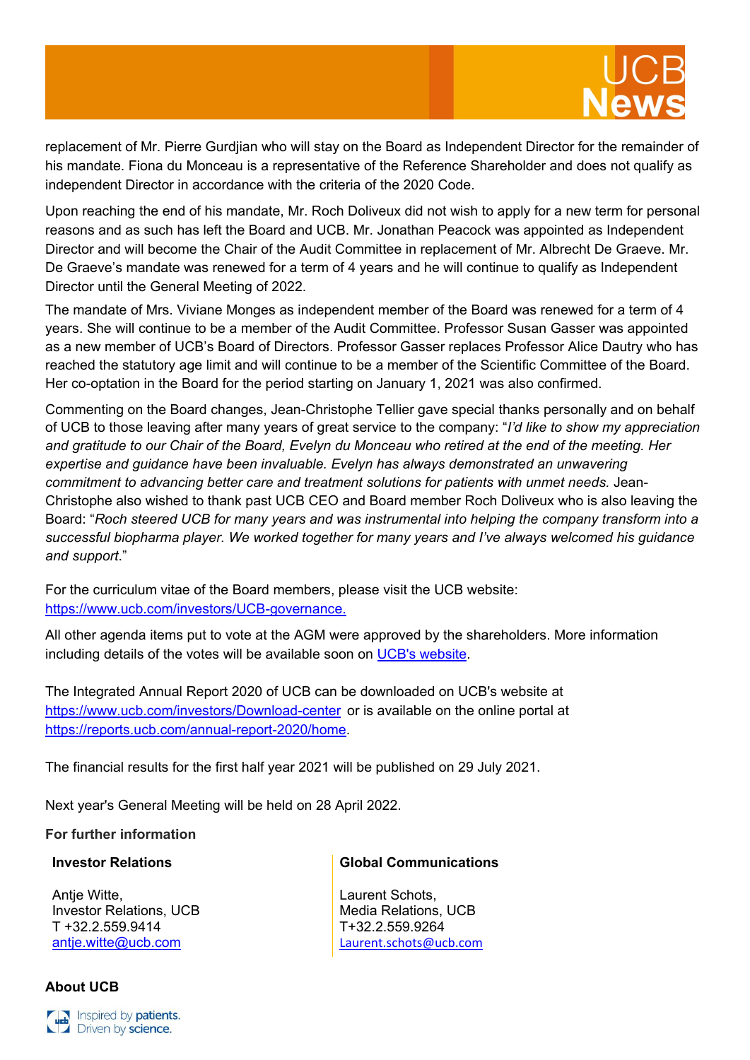replacement of Mr. Pierre Gurdjian who will stay on the Board as Independent Director for the remainder of his mandate. Fiona du Monceau is a representative of the Reference Shareholder and does not qualify as independent Director in accordance with the criteria of the 2020 Code.

Upon reaching the end of his mandate, Mr. Roch Doliveux did not wish to apply for a new term for personal reasons and as such has left the Board and UCB. Mr. Jonathan Peacock was appointed as Independent Director and will become the Chair of the Audit Committee in replacement of Mr. Albrecht De Graeve. Mr. De Graeve's mandate was renewed for a term of 4 years and he will continue to qualify as Independent Director until the General Meeting of 2022.

The mandate of Mrs. Viviane Monges as independent member of the Board was renewed for a term of 4 years. She will continue to be a member of the Audit Committee. Professor Susan Gasser was appointed as a new member of UCB's Board of Directors. Professor Gasser replaces Professor Alice Dautry who has reached the statutory age limit and will continue to be a member of the Scientific Committee of the Board. Her co-optation in the Board for the period starting on January 1, 2021 was also confirmed.

Commenting on the Board changes, Jean-Christophe Tellier gave special thanks personally and on behalf of UCB to those leaving after many years of great service to the company: "*I'd like to show my appreciation and gratitude to our Chair of the Board, Evelyn du Monceau who retired at the end of the meeting. Her expertise and guidance have been invaluable. Evelyn has always demonstrated an unwavering commitment to advancing better care and treatment solutions for patients with unmet needs.* Jean-Christophe also wished to thank past UCB CEO and Board member Roch Doliveux who is also leaving the Board: "*Roch steered UCB for many years and was instrumental into helping the company transform into a successful biopharma player. We worked together for many years and I've always welcomed his guidance and support.*"

For the curriculum vitae of the Board members, please visit the UCB website: https://www.ucb.com/investors/UCB-governance.

All other agenda items put to vote at the AGM were approved by the shareholders. More information including details of the votes will be available soon on UCB's website.

The Integrated Annual Report 2020 of UCB can be downloaded on UCB's website at https://www.ucb.com/investors/Download-center or is available on the online portal at https://reports.ucb.com/annual-report-2020/home.

The financial results for the first half year 2021 will be published on 29 July 2021.

Next year's General Meeting will be held on 28 April 2022.

**For further information**

**Investor Relations**

Antje Witte,
Investor Relations, UCB
T +32.2.559.9414
antje.witte@ucb.com

**Global Communications**

Laurent Schots,
Media Relations, UCB
T+32.2.559.9264
Laurent.schots@ucb.com

**About UCB**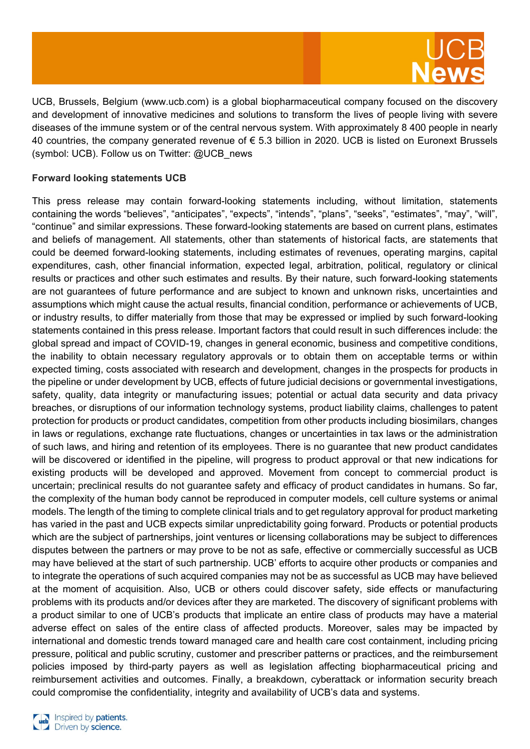UCB, Brussels, Belgium (www.ucb.com) is a global biopharmaceutical company focused on the discovery and development of innovative medicines and solutions to transform the lives of people living with severe diseases of the immune system or of the central nervous system. With approximately 8 400 people in nearly 40 countries, the company generated revenue of € 5.3 billion in 2020. UCB is listed on Euronext Brussels (symbol: UCB). Follow us on Twitter: @UCB_news

**Forward looking statements UCB**

This press release may contain forward-looking statements including, without limitation, statements containing the words "believes", "anticipates", "expects", "intends", "plans", "seeks", "estimates", "may", "will", "continue" and similar expressions. These forward-looking statements are based on current plans, estimates and beliefs of management. All statements, other than statements of historical facts, are statements that could be deemed forward-looking statements, including estimates of revenues, operating margins, capital expenditures, cash, other financial information, expected legal, arbitration, political, regulatory or clinical results or practices and other such estimates and results. By their nature, such forward-looking statements are not guarantees of future performance and are subject to known and unknown risks, uncertainties and assumptions which might cause the actual results, financial condition, performance or achievements of UCB, or industry results, to differ materially from those that may be expressed or implied by such forward-looking statements contained in this press release. Important factors that could result in such differences include: the global spread and impact of COVID-19, changes in general economic, business and competitive conditions, the inability to obtain necessary regulatory approvals or to obtain them on acceptable terms or within expected timing, costs associated with research and development, changes in the prospects for products in the pipeline or under development by UCB, effects of future judicial decisions or governmental investigations, safety, quality, data integrity or manufacturing issues; potential or actual data security and data privacy breaches, or disruptions of our information technology systems, product liability claims, challenges to patent protection for products or product candidates, competition from other products including biosimilars, changes in laws or regulations, exchange rate fluctuations, changes or uncertainties in tax laws or the administration of such laws, and hiring and retention of its employees. There is no guarantee that new product candidates will be discovered or identified in the pipeline, will progress to product approval or that new indications for existing products will be developed and approved. Movement from concept to commercial product is uncertain; preclinical results do not guarantee safety and efficacy of product candidates in humans. So far, the complexity of the human body cannot be reproduced in computer models, cell culture systems or animal models. The length of the timing to complete clinical trials and to get regulatory approval for product marketing has varied in the past and UCB expects similar unpredictability going forward. Products or potential products which are the subject of partnerships, joint ventures or licensing collaborations may be subject to differences disputes between the partners or may prove to be not as safe, effective or commercially successful as UCB may have believed at the start of such partnership. UCB' efforts to acquire other products or companies and to integrate the operations of such acquired companies may not be as successful as UCB may have believed at the moment of acquisition. Also, UCB or others could discover safety, side effects or manufacturing problems with its products and/or devices after they are marketed. The discovery of significant problems with a product similar to one of UCB's products that implicate an entire class of products may have a material adverse effect on sales of the entire class of affected products. Moreover, sales may be impacted by international and domestic trends toward managed care and health care cost containment, including pricing pressure, political and public scrutiny, customer and prescriber patterns or practices, and the reimbursement policies imposed by third-party payers as well as legislation affecting biopharmaceutical pricing and reimbursement activities and outcomes. Finally, a breakdown, cyberattack or information security breach could compromise the confidentiality, integrity and availability of UCB's data and systems.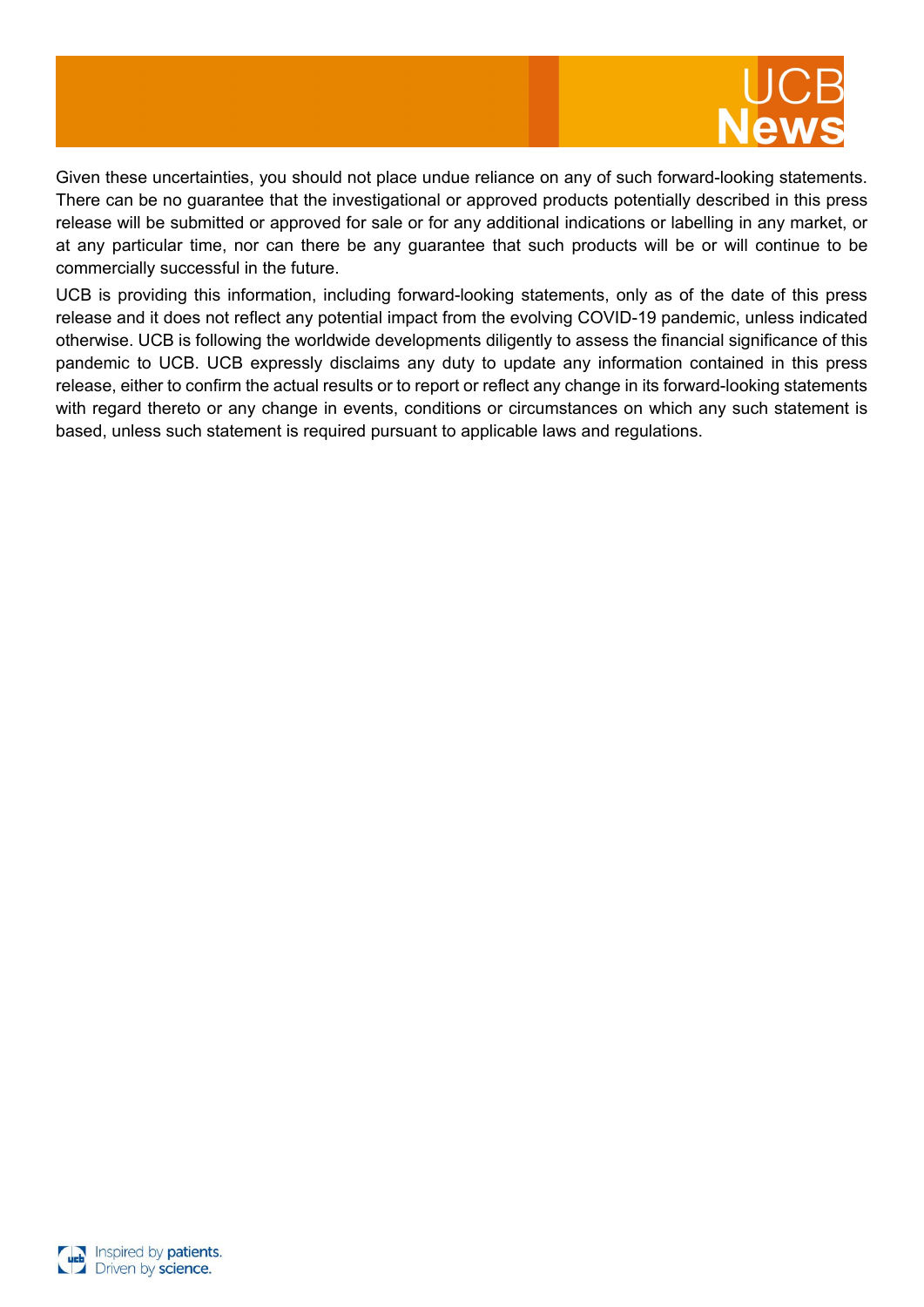Given these uncertainties, you should not place undue reliance on any of such forward-looking statements. There can be no guarantee that the investigational or approved products potentially described in this press release will be submitted or approved for sale or for any additional indications or labelling in any market, or at any particular time, nor can there be any guarantee that such products will be or will continue to be commercially successful in the future.

UCB is providing this information, including forward-looking statements, only as of the date of this press release and it does not reflect any potential impact from the evolving COVID-19 pandemic, unless indicated otherwise. UCB is following the worldwide developments diligently to assess the financial significance of this pandemic to UCB. UCB expressly disclaims any duty to update any information contained in this press release, either to confirm the actual results or to report or reflect any change in its forward-looking statements with regard thereto or any change in events, conditions or circumstances on which any such statement is based, unless such statement is required pursuant to applicable laws and regulations.